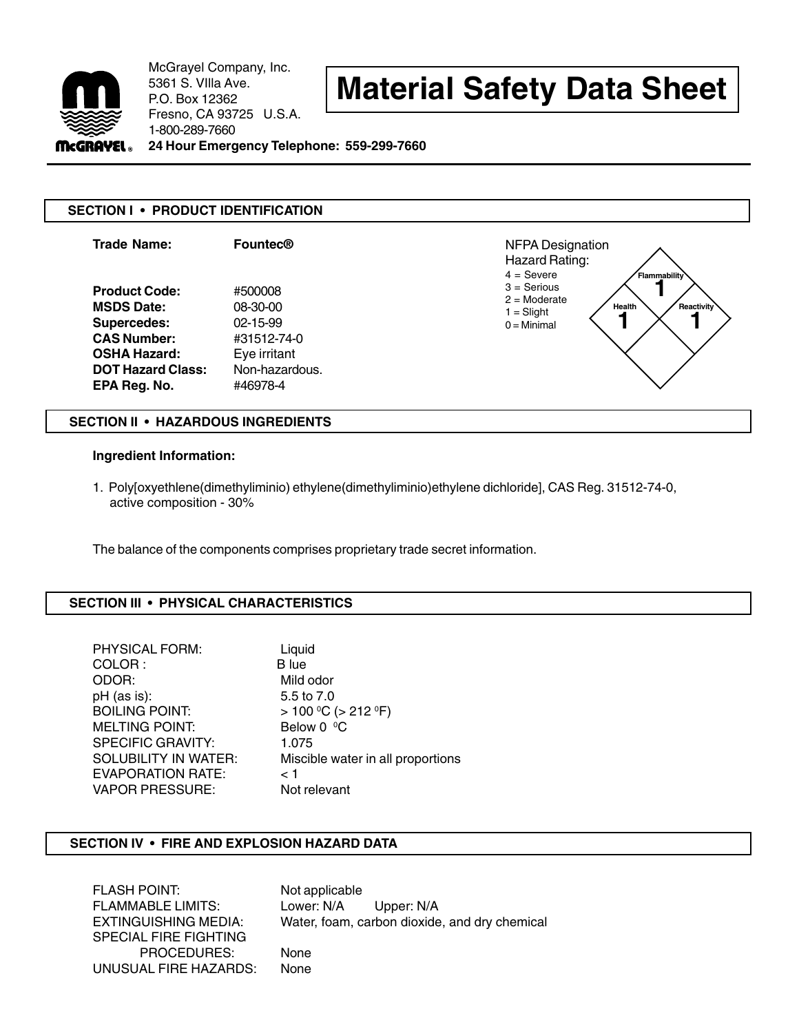McGrayel Company, Inc.
5361 S. VIlla Ave.
P.O. Box 12362
Fresno, CA 93725 U.S.A.
1-800-289-7660
**24 Hour Emergency Telephone: 559-299-7660**

# Material Safety Data Sheet

## SECTION I • PRODUCT IDENTIFICATION

| | |
|---|---|
| **Trade Name:** | **Fountec®** |
| **Product Code:** | #500008 |
| **MSDS Date:** | 08-30-00 |
| **Supercedes:** | 02-15-99 |
| **CAS Number:** | #31512-74-0 |
| **OSHA Hazard:** | Eye irritant |
| **DOT Hazard Class:** | Non-hazardous. |
| **EPA Reg. No.** | #46978-4 |

NFPA Designation
Hazard Rating:
4 = Severe
3 = Serious
2 = Moderate
1 = Slight
0 = Minimal

| Hazard | Rating |
|---|---|
| Flammability | 1 |
| Health | 1 |
| Reactivity | 1 |

## SECTION II • HAZARDOUS INGREDIENTS

**Ingredient Information:**

1. Poly[oxyethlene(dimethyliminio) ethylene(dimethyliminio)ethylene dichloride], CAS Reg. 31512-74-0, active composition - 30%

The balance of the components comprises proprietary trade secret information.

## SECTION III • PHYSICAL CHARACTERISTICS

| | |
|---|---|
| PHYSICAL FORM: | Liquid |
| COLOR : | B lue |
| ODOR: | Mild odor |
| pH (as is): | 5.5 to 7.0 |
| BOILING POINT: | > 100 $^0$C (> 212 $^0$F) |
| MELTING POINT: | Below 0 $^0$C |
| SPECIFIC GRAVITY: | 1.075 |
| SOLUBILITY IN WATER: | Miscible water in all proportions |
| EVAPORATION RATE: | < 1 |
| VAPOR PRESSURE: | Not relevant |

## SECTION IV • FIRE AND EXPLOSION HAZARD DATA

| | |
|---|---|
| FLASH POINT: | Not applicable |
| FLAMMABLE LIMITS: | Lower: N/A Upper: N/A |
| EXTINGUISHING MEDIA: | Water, foam, carbon dioxide, and dry chemical |
| SPECIAL FIRE FIGHTING PROCEDURES: | None |
| UNUSUAL FIRE HAZARDS: | None |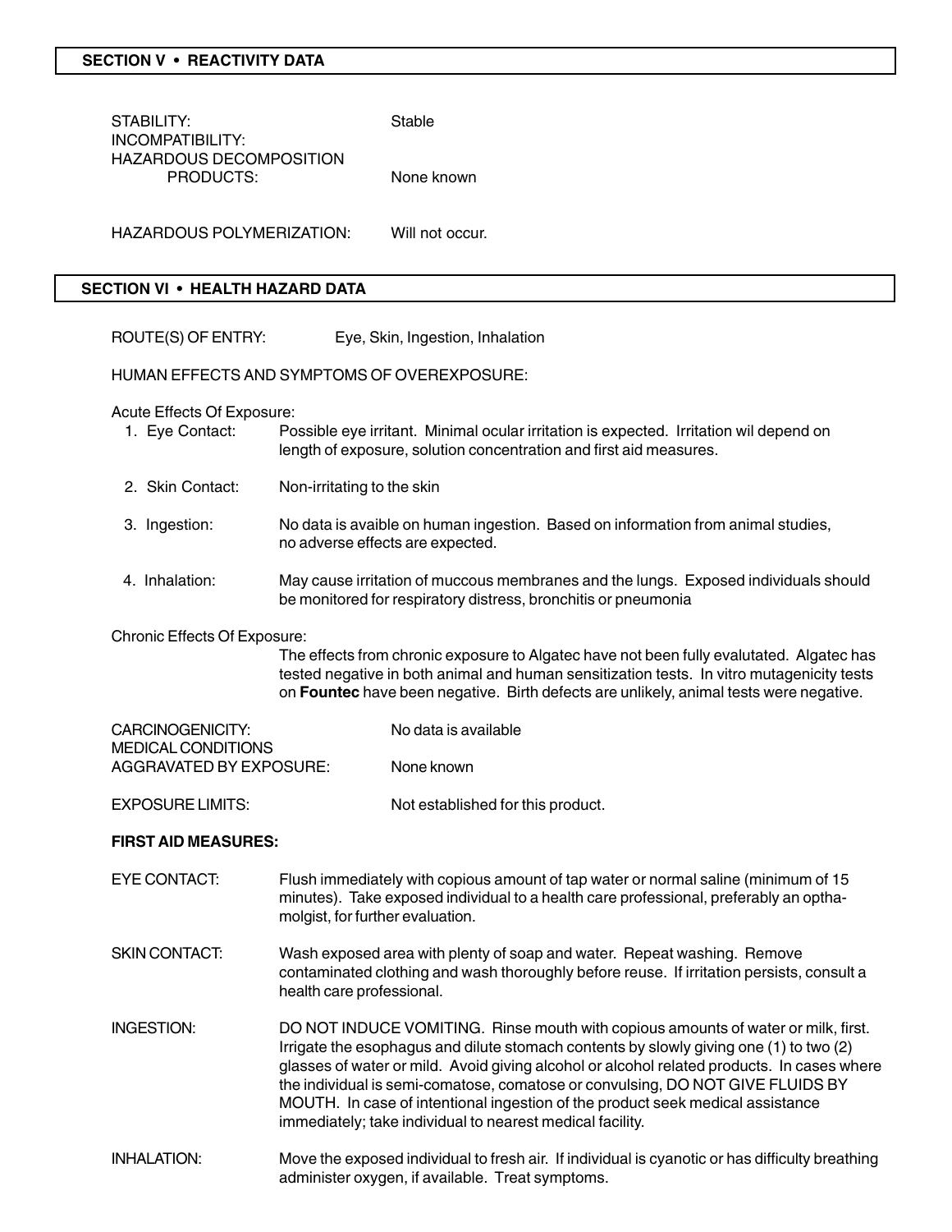## SECTION V • REACTIVITY DATA

STABILITY: Stable
INCOMPATIBILITY:
HAZARDOUS DECOMPOSITION PRODUCTS: None known

HAZARDOUS POLYMERIZATION: Will not occur.

## SECTION VI • HEALTH HAZARD DATA

ROUTE(S) OF ENTRY: Eye, Skin, Ingestion, Inhalation

HUMAN EFFECTS AND SYMPTOMS OF OVEREXPOSURE:

Acute Effects Of Exposure:

1. Eye Contact: Possible eye irritant. Minimal ocular irritation is expected. Irritation wil depend on length of exposure, solution concentration and first aid measures.
2. Skin Contact: Non-irritating to the skin
3. Ingestion: No data is avaible on human ingestion. Based on information from animal studies, no adverse effects are expected.
4. Inhalation: May cause irritation of muccous membranes and the lungs. Exposed individuals should be monitored for respiratory distress, bronchitis or pneumonia

Chronic Effects Of Exposure:

The effects from chronic exposure to Algatec have not been fully evalutated. Algatec has tested negative in both animal and human sensitization tests. In vitro mutagenicity tests on **Fountec** have been negative. Birth defects are unlikely, animal tests were negative.

CARCINOGENICITY: No data is available
MEDICAL CONDITIONS AGGRAVATED BY EXPOSURE: None known

EXPOSURE LIMITS: Not established for this product.

**FIRST AID MEASURES:**

EYE CONTACT: Flush immediately with copious amount of tap water or normal saline (minimum of 15 minutes). Take exposed individual to a health care professional, preferably an opthamolgist, for further evaluation.

SKIN CONTACT: Wash exposed area with plenty of soap and water. Repeat washing. Remove contaminated clothing and wash thoroughly before reuse. If irritation persists, consult a health care professional.

INGESTION: DO NOT INDUCE VOMITING. Rinse mouth with copious amounts of water or milk, first. Irrigate the esophagus and dilute stomach contents by slowly giving one (1) to two (2) glasses of water or mild. Avoid giving alcohol or alcohol related products. In cases where the individual is semi-comatose, comatose or convulsing, DO NOT GIVE FLUIDS BY MOUTH. In case of intentional ingestion of the product seek medical assistance immediately; take individual to nearest medical facility.

INHALATION: Move the exposed individual to fresh air. If individual is cyanotic or has difficulty breathing administer oxygen, if available. Treat symptoms.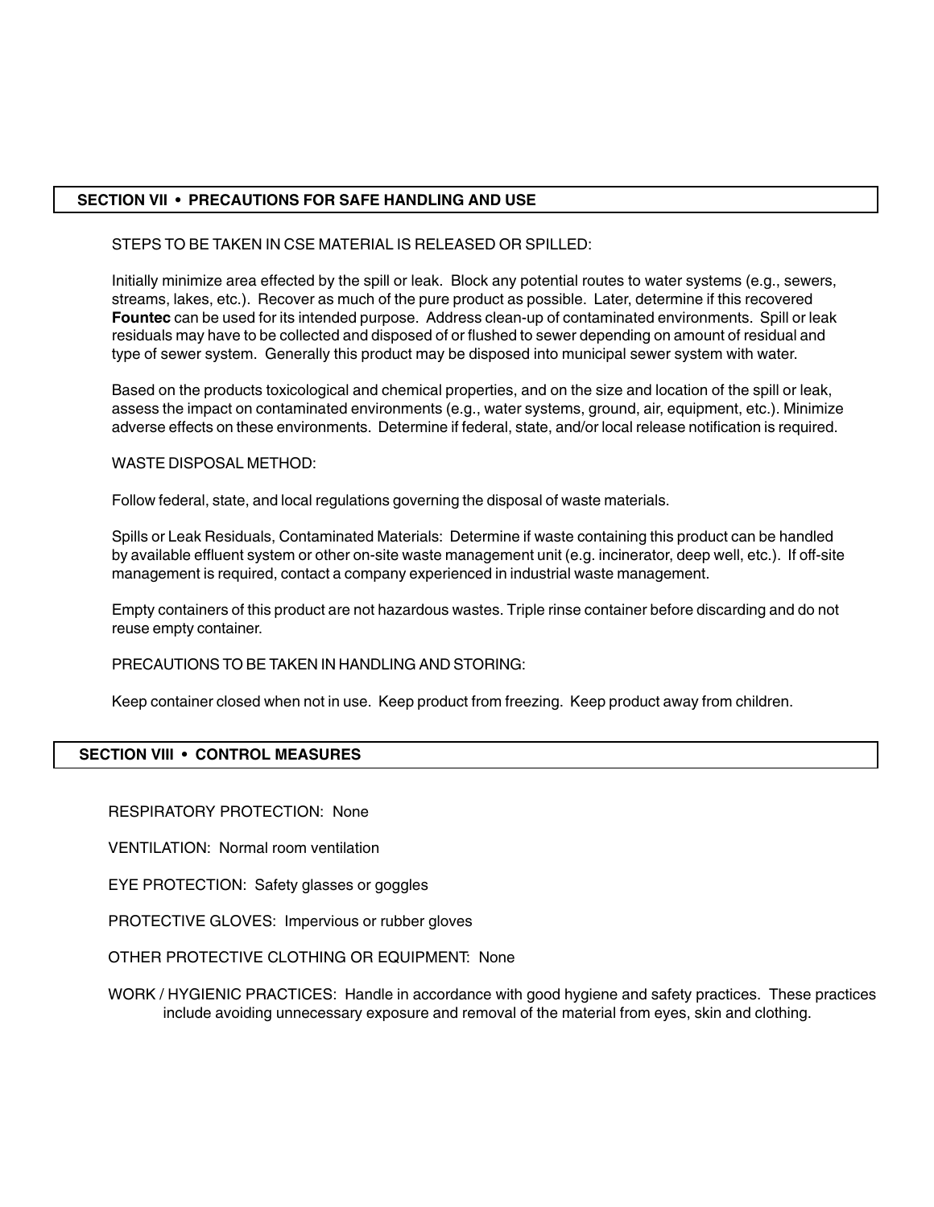## SECTION VII • PRECAUTIONS FOR SAFE HANDLING AND USE

STEPS TO BE TAKEN IN CSE MATERIAL IS RELEASED OR SPILLED:

Initially minimize area effected by the spill or leak. Block any potential routes to water systems (e.g., sewers, streams, lakes, etc.). Recover as much of the pure product as possible. Later, determine if this recovered **Fountec** can be used for its intended purpose. Address clean-up of contaminated environments. Spill or leak residuals may have to be collected and disposed of or flushed to sewer depending on amount of residual and type of sewer system. Generally this product may be disposed into municipal sewer system with water.

Based on the products toxicological and chemical properties, and on the size and location of the spill or leak, assess the impact on contaminated environments (e.g., water systems, ground, air, equipment, etc.). Minimize adverse effects on these environments. Determine if federal, state, and/or local release notification is required.

WASTE DISPOSAL METHOD:

Follow federal, state, and local regulations governing the disposal of waste materials.

Spills or Leak Residuals, Contaminated Materials: Determine if waste containing this product can be handled by available effluent system or other on-site waste management unit (e.g. incinerator, deep well, etc.). If off-site management is required, contact a company experienced in industrial waste management.

Empty containers of this product are not hazardous wastes. Triple rinse container before discarding and do not reuse empty container.

PRECAUTIONS TO BE TAKEN IN HANDLING AND STORING:

Keep container closed when not in use. Keep product from freezing. Keep product away from children.

## SECTION VIII • CONTROL MEASURES

RESPIRATORY PROTECTION: None

VENTILATION: Normal room ventilation

EYE PROTECTION: Safety glasses or goggles

PROTECTIVE GLOVES: Impervious or rubber gloves

OTHER PROTECTIVE CLOTHING OR EQUIPMENT: None

WORK / HYGIENIC PRACTICES: Handle in accordance with good hygiene and safety practices. These practices include avoiding unnecessary exposure and removal of the material from eyes, skin and clothing.